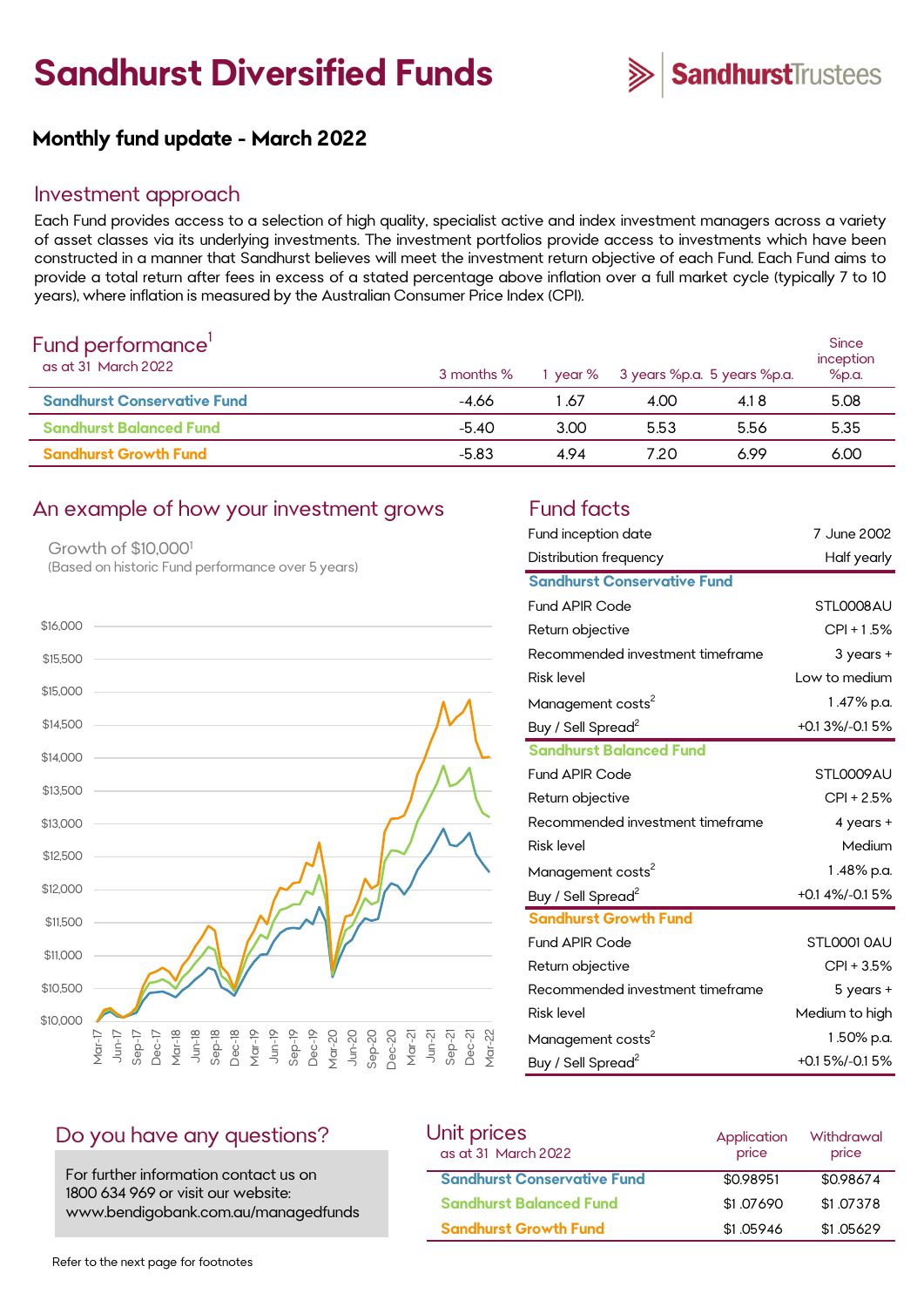# Sandhurst Diversified Funds

SandhurstTrustees

## Monthly fund update - March 2022

## Investment approach

Each Fund provides access to a selection of high quality, specialist active and index investment managers across a variety of asset classes via its underlying investments. The investment portfolios provide access to investments which have been constructed in a manner that Sandhurst believes will meet the investment return objective of each Fund. Each Fund aims to provide a total return after fees in excess of a stated percentage above inflation over a full market cycle (typically 7 to 10 years), where inflation is measured by the Australian Consumer Price Index (CPI).

## Fund performance[1]

as at 31 March 2022

| | 3 months % | 1 year % | 3 years %p.a. | 5 years %p.a. | Since inception %p.a. |
|---|---|---|---|---|---|
| Sandhurst Conservative Fund | -4.66 | 1.67 | 4.00 | 4.18 | 5.08 |
| Sandhurst Balanced Fund | -5.40 | 3.00 | 5.53 | 5.56 | 5.35 |
| Sandhurst Growth Fund | -5.83 | 4.94 | 7.20 | 6.99 | 6.00 |

## An example of how your investment grows

Growth of $10,000[1]

(Based on historic Fund performance over 5 years)

## Fund facts

| | |
|---|---|
| Fund inception date | 7 June 2002 |
| Distribution frequency | Half yearly |
| **Sandhurst Conservative Fund** | |
| Fund APIR Code | STL0008AU |
| Return objective | CPI + 1.5% |
| Recommended investment timeframe | 3 years + |
| Risk level | Low to medium |
| Management costs[2] | 1.47% p.a. |
| Buy / Sell Spread[2] | +0.13%/-0.15% |
| **Sandhurst Balanced Fund** | |
| Fund APIR Code | STL0009AU |
| Return objective | CPI + 2.5% |
| Recommended investment timeframe | 4 years + |
| Risk level | Medium |
| Management costs[2] | 1.48% p.a. |
| Buy / Sell Spread[2] | +0.14%/-0.15% |
| **Sandhurst Growth Fund** | |
| Fund APIR Code | STL0010AU |
| Return objective | CPI + 3.5% |
| Recommended investment timeframe | 5 years + |
| Risk level | Medium to high |
| Management costs[2] | 1.50% p.a. |
| Buy / Sell Spread[2] | +0.15%/-0.15% |

## Do you have any questions?

For further information contact us on 1800 634 969 or visit our website: www.bendigobank.com.au/managedfunds

## Unit prices

as at 31 March 2022

| | Application price | Withdrawal price |
|---|---|---|
| Sandhurst Conservative Fund | $0.98951 | $0.98674 |
| Sandhurst Balanced Fund | $1.07690 | $1.07378 |
| Sandhurst Growth Fund | $1.05946 | $1.05629 |

Refer to the next page for footnotes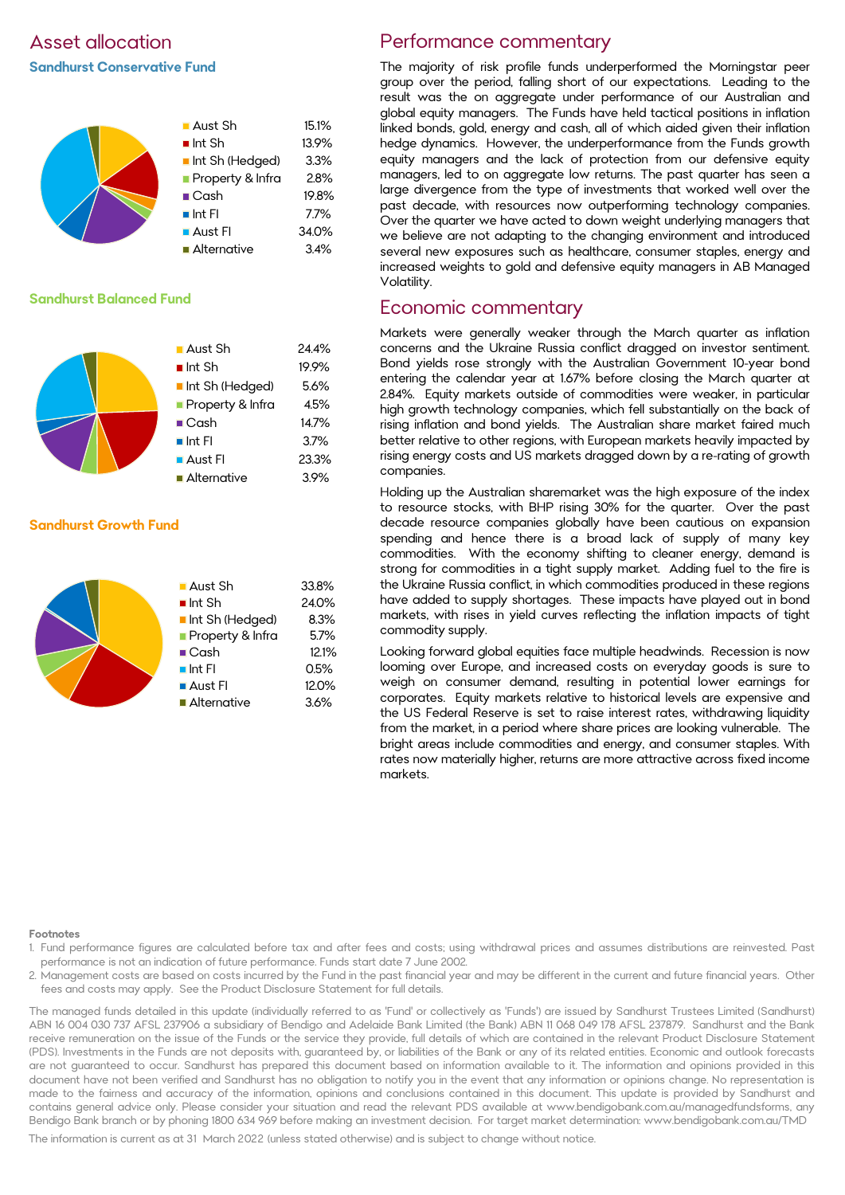## Asset allocation

### Sandhurst Conservative Fund

Aust Sh 15.1%
Int Sh 13.9%
Int Sh (Hedged) 3.3%
Property & Infra 2.8%
Cash 19.8%
Int FI 7.7%
Aust FI 34.0%
Alternative 3.4%

### Sandhurst Balanced Fund

Aust Sh 24.4%
Int Sh 19.9%
Int Sh (Hedged) 5.6%
Property & Infra 4.5%
Cash 14.7%
Int FI 3.7%
Aust FI 23.3%
Alternative 3.9%

### Sandhurst Growth Fund

Aust Sh 33.8%
Int Sh 24.0%
Int Sh (Hedged) 8.3%
Property & Infra 5.7%
Cash 12.1%
Int FI 0.5%
Aust FI 12.0%
Alternative 3.6%

## Performance commentary

The majority of risk profile funds underperformed the Morningstar peer group over the period, falling short of our expectations. Leading to the result was the on aggregate under performance of our Australian and global equity managers. The Funds have held tactical positions in inflation linked bonds, gold, energy and cash, all of which aided given their inflation hedge dynamics. However, the underperformance from the Funds growth equity managers and the lack of protection from our defensive equity managers, led to on aggregate low returns. The past quarter has seen a large divergence from the type of investments that worked well over the past decade, with resources now outperforming technology companies. Over the quarter we have acted to down weight underlying managers that we believe are not adapting to the changing environment and introduced several new exposures such as healthcare, consumer staples, energy and increased weights to gold and defensive equity managers in AB Managed Volatility.

## Economic commentary

Markets were generally weaker through the March quarter as inflation concerns and the Ukraine Russia conflict dragged on investor sentiment. Bond yields rose strongly with the Australian Government 10-year bond entering the calendar year at 1.67% before closing the March quarter at 2.84%. Equity markets outside of commodities were weaker, in particular high growth technology companies, which fell substantially on the back of rising inflation and bond yields. The Australian share market faired much better relative to other regions, with European markets heavily impacted by rising energy costs and US markets dragged down by a re-rating of growth companies.

Holding up the Australian sharemarket was the high exposure of the index to resource stocks, with BHP rising 30% for the quarter. Over the past decade resource companies globally have been cautious on expansion spending and hence there is a broad lack of supply of many key commodities. With the economy shifting to cleaner energy, demand is strong for commodities in a tight supply market. Adding fuel to the fire is the Ukraine Russia conflict, in which commodities produced in these regions have added to supply shortages. These impacts have played out in bond markets, with rises in yield curves reflecting the inflation impacts of tight commodity supply.

Looking forward global equities face multiple headwinds. Recession is now looming over Europe, and increased costs on everyday goods is sure to weigh on consumer demand, resulting in potential lower earnings for corporates. Equity markets relative to historical levels are expensive and the US Federal Reserve is set to raise interest rates, withdrawing liquidity from the market, in a period where share prices are looking vulnerable. The bright areas include commodities and energy, and consumer staples. With rates now materially higher, returns are more attractive across fixed income markets.

**Footnotes**

1. Fund performance figures are calculated before tax and after fees and costs; using withdrawal prices and assumes distributions are reinvested. Past performance is not an indication of future performance. Funds start date 7 June 2002.
2. Management costs are based on costs incurred by the Fund in the past financial year and may be different in the current and future financial years. Other fees and costs may apply. See the Product Disclosure Statement for full details.

The managed funds detailed in this update (individually referred to as 'Fund' or collectively as 'Funds') are issued by Sandhurst Trustees Limited (Sandhurst) ABN 16 004 030 737 AFSL 237906 a subsidiary of Bendigo and Adelaide Bank Limited (the Bank) ABN 11 068 049 178 AFSL 237879. Sandhurst and the Bank receive remuneration on the issue of the Funds or the service they provide, full details of which are contained in the relevant Product Disclosure Statement (PDS). Investments in the Funds are not deposits with, guaranteed by, or liabilities of the Bank or any of its related entities. Economic and outlook forecasts are not guaranteed to occur. Sandhurst has prepared this document based on information available to it. The information and opinions provided in this document have not been verified and Sandhurst has no obligation to notify you in the event that any information or opinions change. No representation is made to the fairness and accuracy of the information, opinions and conclusions contained in this document. This update is provided by Sandhurst and contains general advice only. Please consider your situation and read the relevant PDS available at www.bendigobank.com.au/managedfundsforms, any Bendigo Bank branch or by phoning 1800 634 969 before making an investment decision. For target market determination: www.bendigobank.com.au/TMD

The information is current as at 31 March 2022 (unless stated otherwise) and is subject to change without notice.